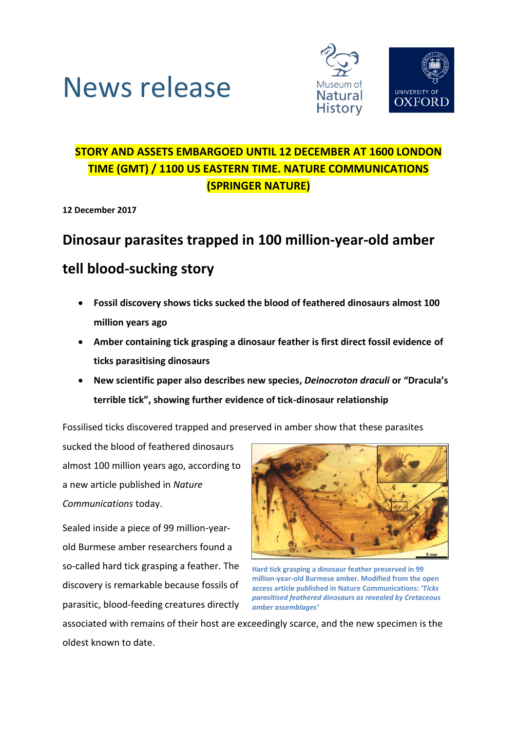# News release

**STORY AND ASSETS EMBARGOED UNTIL 12 DECEMBER AT 1600 LONDON TIME (GMT) / 1100 US EASTERN TIME. NATURE COMMUNICATIONS (SPRINGER NATURE)**

**12 December 2017**

## Dinosaur parasites trapped in 100 million-year-old amber tell blood-sucking story

- **Fossil discovery shows ticks sucked the blood of feathered dinosaurs almost 100 million years ago**
- **Amber containing tick grasping a dinosaur feather is first direct fossil evidence of ticks parasitising dinosaurs**
- **New scientific paper also describes new species, *Deinocroton draculi* or "Dracula's terrible tick", showing further evidence of tick-dinosaur relationship**

Fossilised ticks discovered trapped and preserved in amber show that these parasites sucked the blood of feathered dinosaurs almost 100 million years ago, according to a new article published in *Nature Communications* today.

Sealed inside a piece of 99 million-year-old Burmese amber researchers found a so-called hard tick grasping a feather. The discovery is remarkable because fossils of parasitic, blood-feeding creatures directly associated with remains of their host are exceedingly scarce, and the new specimen is the oldest known to date.

Hard tick grasping a dinosaur feather preserved in 99 million-year-old Burmese amber. Modified from the open access article published in Nature Communications: '*Ticks parasitised feathered dinosaurs as revealed by Cretaceous amber assemblages*'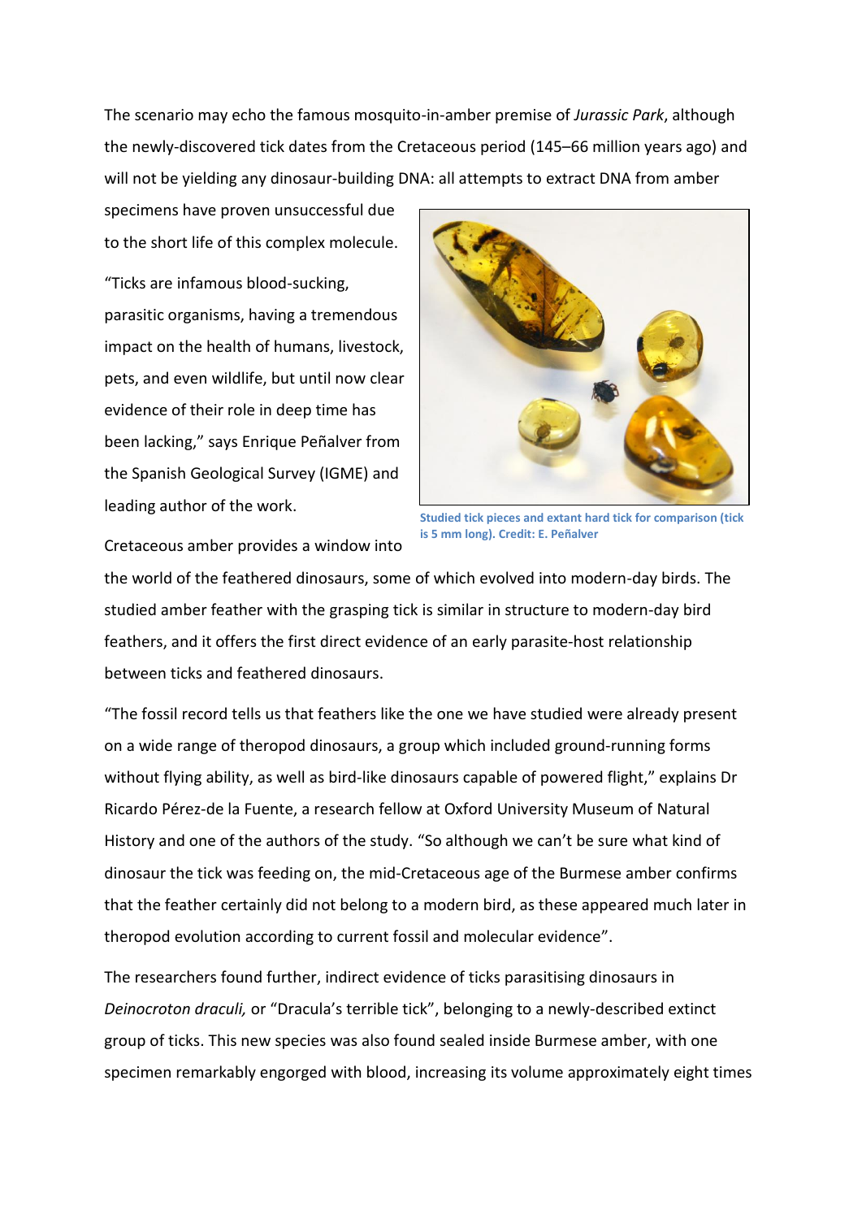The scenario may echo the famous mosquito-in-amber premise of *Jurassic Park*, although the newly-discovered tick dates from the Cretaceous period (145–66 million years ago) and will not be yielding any dinosaur-building DNA: all attempts to extract DNA from amber specimens have proven unsuccessful due to the short life of this complex molecule.

"Ticks are infamous blood-sucking, parasitic organisms, having a tremendous impact on the health of humans, livestock, pets, and even wildlife, but until now clear evidence of their role in deep time has been lacking," says Enrique Peñalver from the Spanish Geological Survey (IGME) and leading author of the work.

**Studied tick pieces and extant hard tick for comparison (tick is 5 mm long). Credit: E. Peñalver**

Cretaceous amber provides a window into the world of the feathered dinosaurs, some of which evolved into modern-day birds. The studied amber feather with the grasping tick is similar in structure to modern-day bird feathers, and it offers the first direct evidence of an early parasite-host relationship between ticks and feathered dinosaurs.

"The fossil record tells us that feathers like the one we have studied were already present on a wide range of theropod dinosaurs, a group which included ground-running forms without flying ability, as well as bird-like dinosaurs capable of powered flight," explains Dr Ricardo Pérez-de la Fuente, a research fellow at Oxford University Museum of Natural History and one of the authors of the study. "So although we can't be sure what kind of dinosaur the tick was feeding on, the mid-Cretaceous age of the Burmese amber confirms that the feather certainly did not belong to a modern bird, as these appeared much later in theropod evolution according to current fossil and molecular evidence".

The researchers found further, indirect evidence of ticks parasitising dinosaurs in *Deinocroton draculi,* or "Dracula's terrible tick", belonging to a newly-described extinct group of ticks. This new species was also found sealed inside Burmese amber, with one specimen remarkably engorged with blood, increasing its volume approximately eight times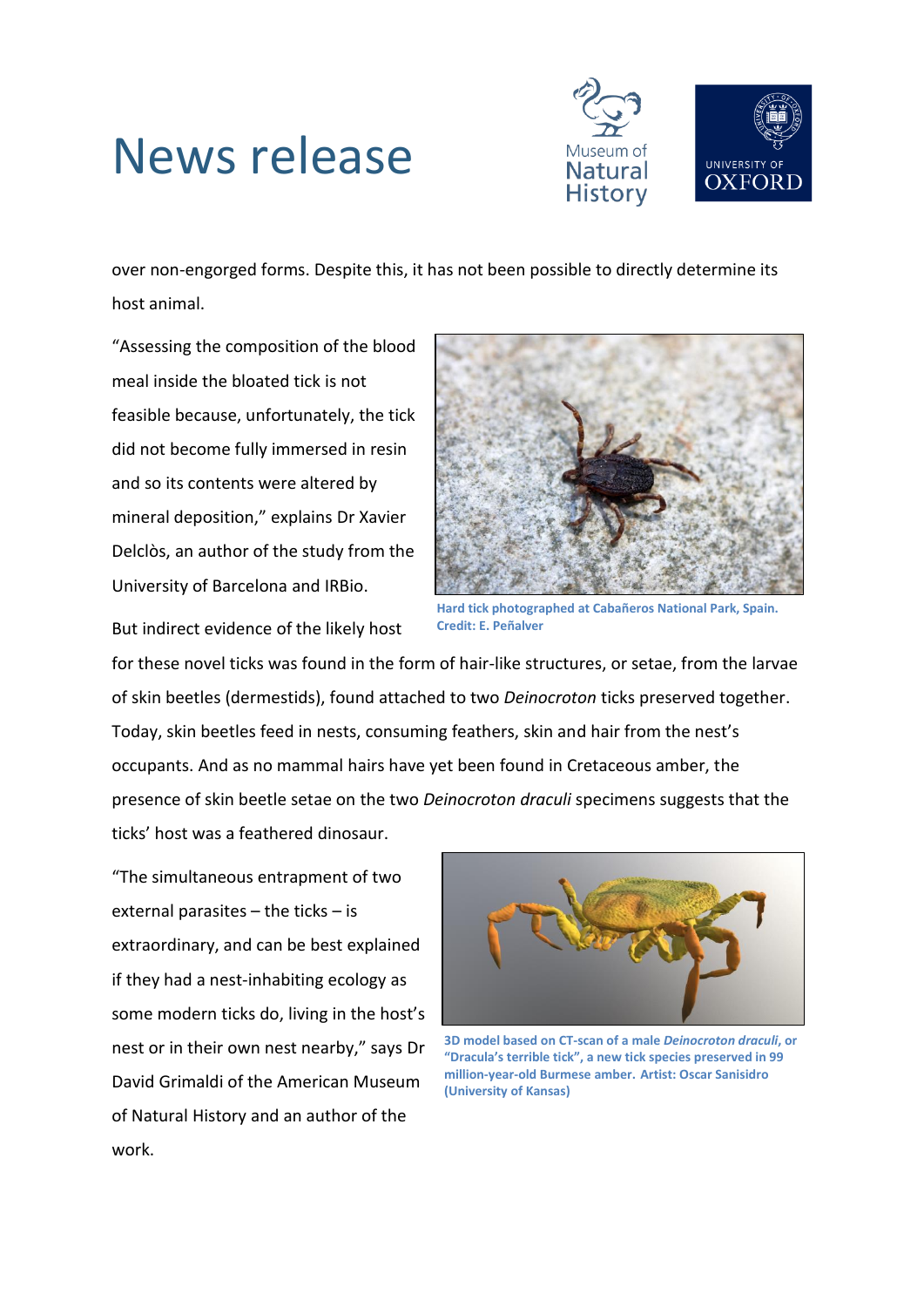over non-engorged forms. Despite this, it has not been possible to directly determine its host animal.

"Assessing the composition of the blood meal inside the bloated tick is not feasible because, unfortunately, the tick did not become fully immersed in resin and so its contents were altered by mineral deposition," explains Dr Xavier Delclòs, an author of the study from the University of Barcelona and IRBio.

**Hard tick photographed at Cabañeros National Park, Spain. Credit: E. Peñalver**

But indirect evidence of the likely host for these novel ticks was found in the form of hair-like structures, or setae, from the larvae of skin beetles (dermestids), found attached to two *Deinocroton* ticks preserved together. Today, skin beetles feed in nests, consuming feathers, skin and hair from the nest's occupants. And as no mammal hairs have yet been found in Cretaceous amber, the presence of skin beetle setae on the two *Deinocroton draculi* specimens suggests that the ticks' host was a feathered dinosaur.

"The simultaneous entrapment of two external parasites – the ticks – is extraordinary, and can be best explained if they had a nest-inhabiting ecology as some modern ticks do, living in the host's nest or in their own nest nearby," says Dr David Grimaldi of the American Museum of Natural History and an author of the work.

**3D model based on CT-scan of a male *Deinocroton draculi*, or "Dracula's terrible tick", a new tick species preserved in 99 million-year-old Burmese amber. Artist: Oscar Sanisidro (University of Kansas)**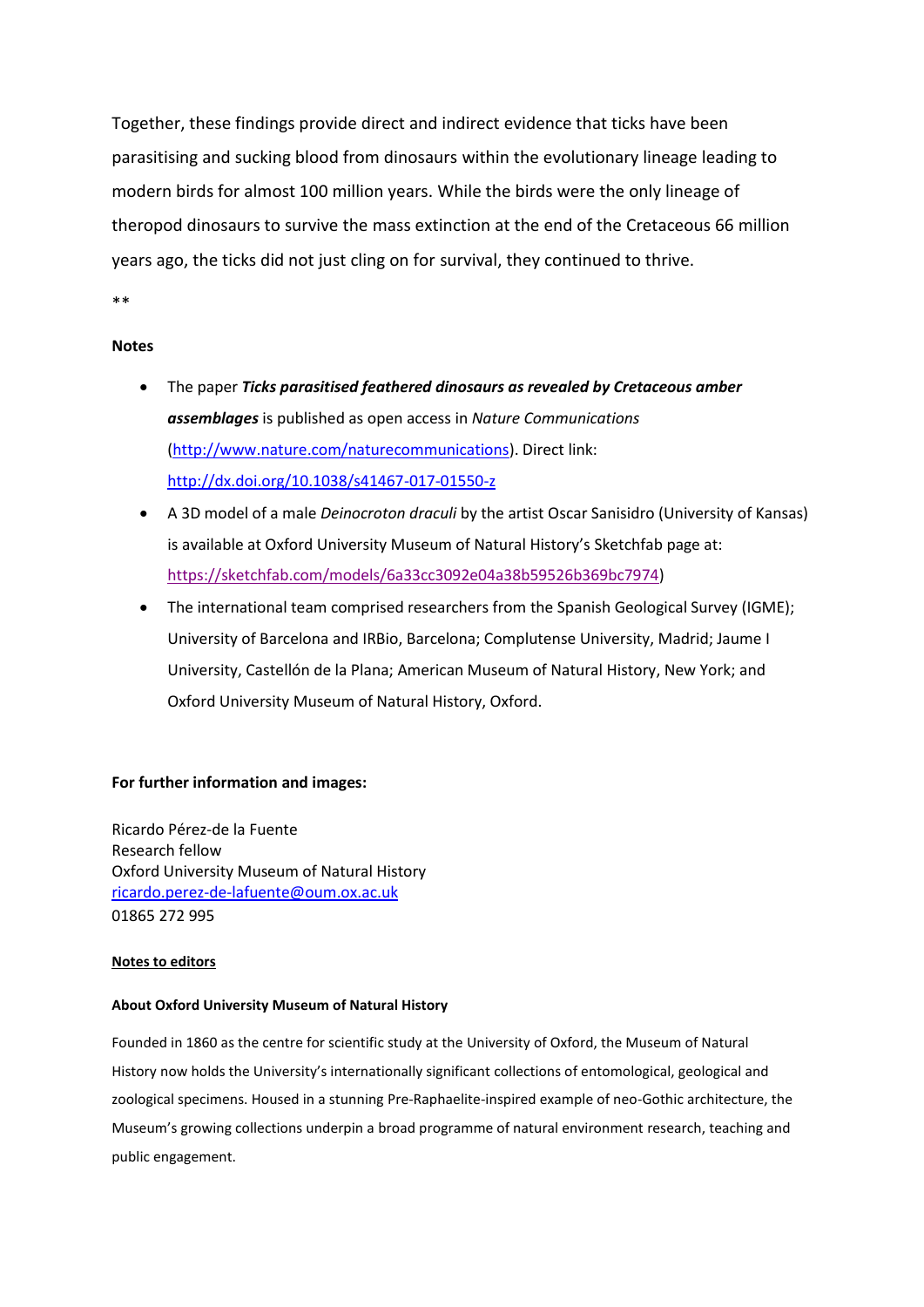Together, these findings provide direct and indirect evidence that ticks have been parasitising and sucking blood from dinosaurs within the evolutionary lineage leading to modern birds for almost 100 million years. While the birds were the only lineage of theropod dinosaurs to survive the mass extinction at the end of the Cretaceous 66 million years ago, the ticks did not just cling on for survival, they continued to thrive.

**

**Notes**

- The paper ***Ticks parasitised feathered dinosaurs as revealed by Cretaceous amber assemblages*** is published as open access in *Nature Communications* (http://www.nature.com/naturecommunications). Direct link: http://dx.doi.org/10.1038/s41467-017-01550-z
- A 3D model of a male *Deinocroton draculi* by the artist Oscar Sanisidro (University of Kansas) is available at Oxford University Museum of Natural History's Sketchfab page at: https://sketchfab.com/models/6a33cc3092e04a38b59526b369bc7974)
- The international team comprised researchers from the Spanish Geological Survey (IGME); University of Barcelona and IRBio, Barcelona; Complutense University, Madrid; Jaume I University, Castellón de la Plana; American Museum of Natural History, New York; and Oxford University Museum of Natural History, Oxford.

**For further information and images:**

Ricardo Pérez-de la Fuente
Research fellow
Oxford University Museum of Natural History
ricardo.perez-de-lafuente@oum.ox.ac.uk
01865 272 995

**Notes to editors**

**About Oxford University Museum of Natural History**

Founded in 1860 as the centre for scientific study at the University of Oxford, the Museum of Natural History now holds the University's internationally significant collections of entomological, geological and zoological specimens. Housed in a stunning Pre-Raphaelite-inspired example of neo-Gothic architecture, the Museum's growing collections underpin a broad programme of natural environment research, teaching and public engagement.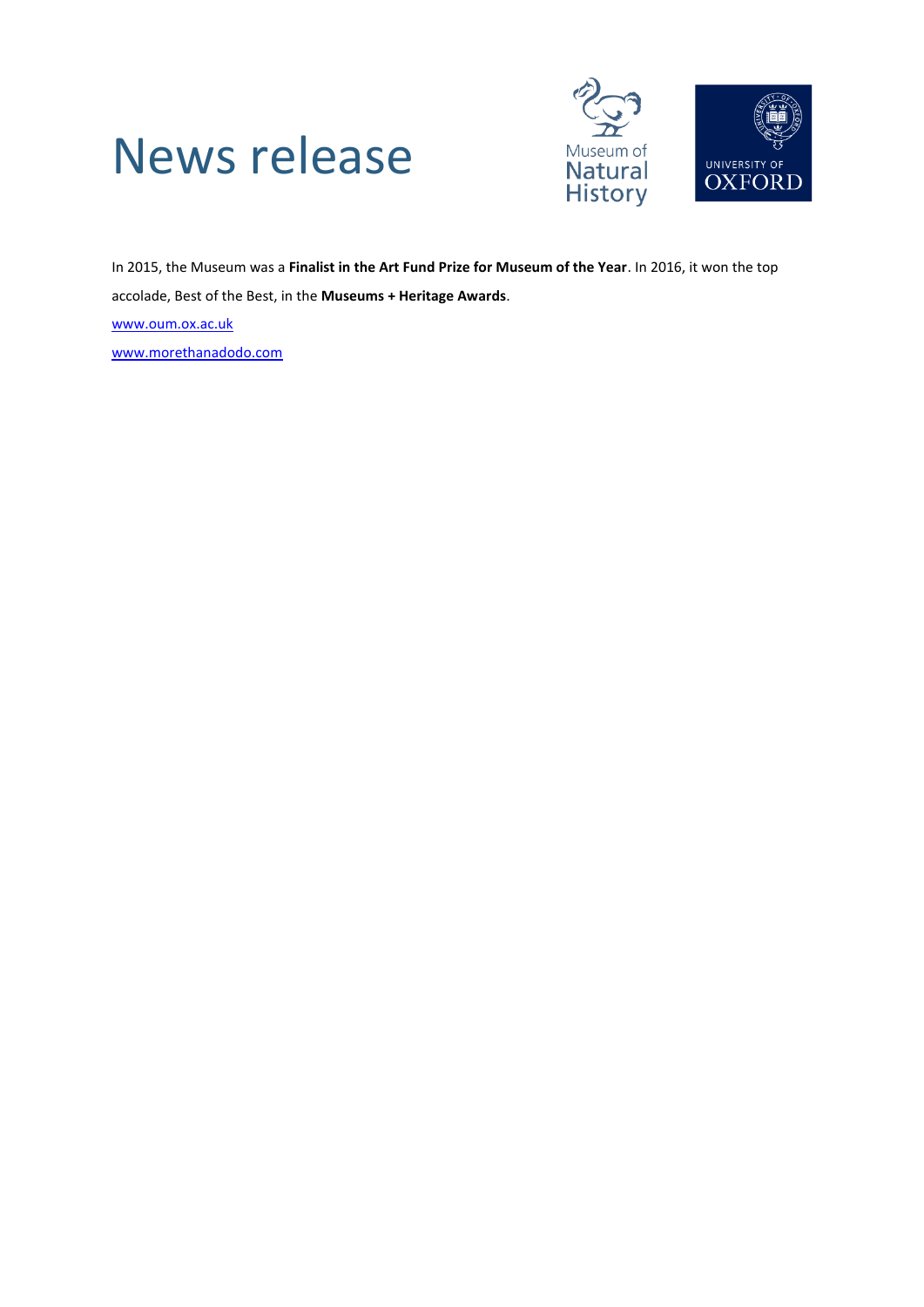# News release

In 2015, the Museum was a **Finalist in the Art Fund Prize for Museum of the Year**. In 2016, it won the top accolade, Best of the Best, in the **Museums + Heritage Awards**.

www.oum.ox.ac.uk

www.morethanadodo.com